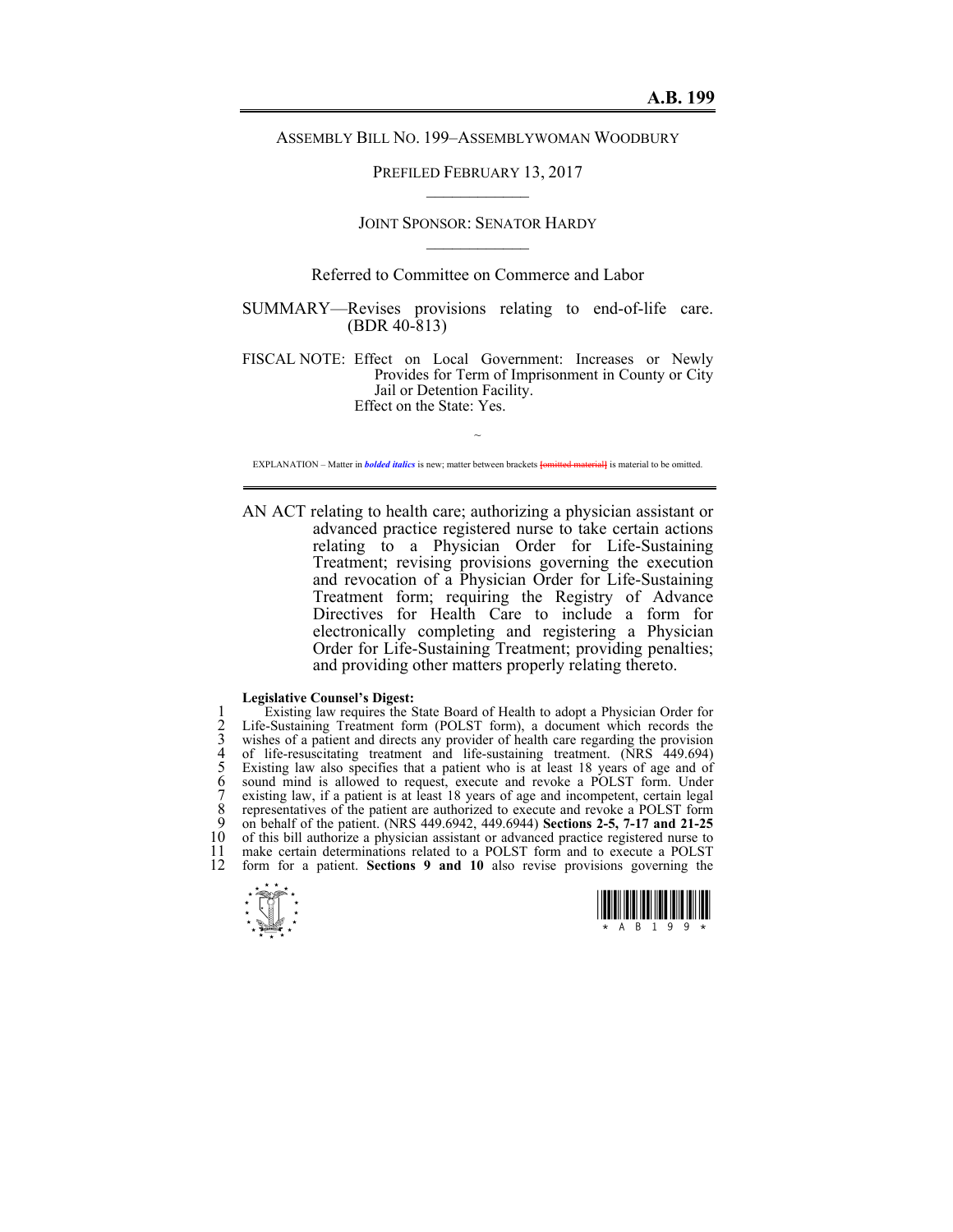**A.B. 199**

ASSEMBLY BILL NO. 199–ASSEMBLYWOMAN WOODBURY

PREFILED FEBRUARY 13, 2017

JOINT SPONSOR: SENATOR HARDY

Referred to Committee on Commerce and Labor

SUMMARY—Revises provisions relating to end-of-life care. (BDR 40-813)

FISCAL NOTE: Effect on Local Government: Increases or Newly Provides for Term of Imprisonment in County or City Jail or Detention Facility.
Effect on the State: Yes.

~

EXPLANATION – Matter in ***bolded italics*** is new; matter between brackets ~~[omitted material]~~ is material to be omitted.

AN ACT relating to health care; authorizing a physician assistant or advanced practice registered nurse to take certain actions relating to a Physician Order for Life-Sustaining Treatment; revising provisions governing the execution and revocation of a Physician Order for Life-Sustaining Treatment form; requiring the Registry of Advance Directives for Health Care to include a form for electronically completing and registering a Physician Order for Life-Sustaining Treatment; providing penalties; and providing other matters properly relating thereto.

**Legislative Counsel's Digest:**

Existing law requires the State Board of Health to adopt a Physician Order for Life-Sustaining Treatment form (POLST form), a document which records the wishes of a patient and directs any provider of health care regarding the provision of life-resuscitating treatment and life-sustaining treatment. (NRS 449.694) Existing law also specifies that a patient who is at least 18 years of age and of sound mind is allowed to request, execute and revoke a POLST form. Under existing law, if a patient is at least 18 years of age and incompetent, certain legal representatives of the patient are authorized to execute and revoke a POLST form on behalf of the patient. (NRS 449.6942, 449.6944) **Sections 2-5, 7-17 and 21-25** of this bill authorize a physician assistant or advanced practice registered nurse to make certain determinations related to a POLST form and to execute a POLST form for a patient. **Sections 9 and 10** also revise provisions governing the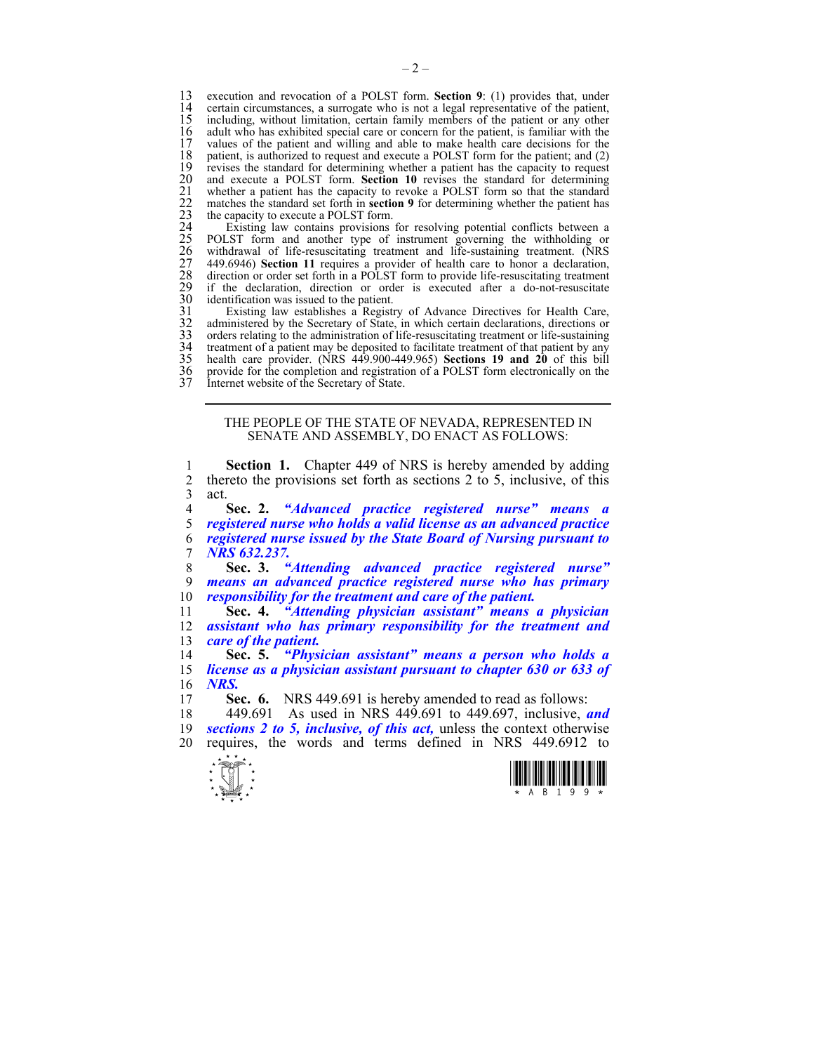execution and revocation of a POLST form. **Section 9**: (1) provides that, under certain circumstances, a surrogate who is not a legal representative of the patient, including, without limitation, certain family members of the patient or any other adult who has exhibited special care or concern for the patient, is familiar with the values of the patient and willing and able to make health care decisions for the patient, is authorized to request and execute a POLST form for the patient; and (2) revises the standard for determining whether a patient has the capacity to request and execute a POLST form. **Section 10** revises the standard for determining whether a patient has the capacity to revoke a POLST form so that the standard matches the standard set forth in **section 9** for determining whether the patient has the capacity to execute a POLST form.

Existing law contains provisions for resolving potential conflicts between a POLST form and another type of instrument governing the withholding or withdrawal of life-resuscitating treatment and life-sustaining treatment. (NRS 449.6946) **Section 11** requires a provider of health care to honor a declaration, direction or order set forth in a POLST form to provide life-resuscitating treatment if the declaration, direction or order is executed after a do-not-resuscitate identification was issued to the patient.

Existing law establishes a Registry of Advance Directives for Health Care, administered by the Secretary of State, in which certain declarations, directions or orders relating to the administration of life-resuscitating treatment or life-sustaining treatment of a patient may be deposited to facilitate treatment of that patient by any health care provider. (NRS 449.900-449.965) **Sections 19 and 20** of this bill provide for the completion and registration of a POLST form electronically on the Internet website of the Secretary of State.

---

THE PEOPLE OF THE STATE OF NEVADA, REPRESENTED IN SENATE AND ASSEMBLY, DO ENACT AS FOLLOWS:

**Section 1.** Chapter 449 of NRS is hereby amended by adding thereto the provisions set forth as sections 2 to 5, inclusive, of this act.

**Sec. 2.** ***"Advanced practice registered nurse" means a registered nurse who holds a valid license as an advanced practice registered nurse issued by the State Board of Nursing pursuant to NRS 632.237.***

**Sec. 3.** ***"Attending advanced practice registered nurse" means an advanced practice registered nurse who has primary responsibility for the treatment and care of the patient.***

**Sec. 4.** ***"Attending physician assistant" means a physician assistant who has primary responsibility for the treatment and care of the patient.***

**Sec. 5.** ***"Physician assistant" means a person who holds a license as a physician assistant pursuant to chapter 630 or 633 of NRS.***

**Sec. 6.** NRS 449.691 is hereby amended to read as follows:

449.691 As used in NRS 449.691 to 449.697, inclusive, ***and sections 2 to 5, inclusive, of this act,*** unless the context otherwise requires, the words and terms defined in NRS 449.6912 to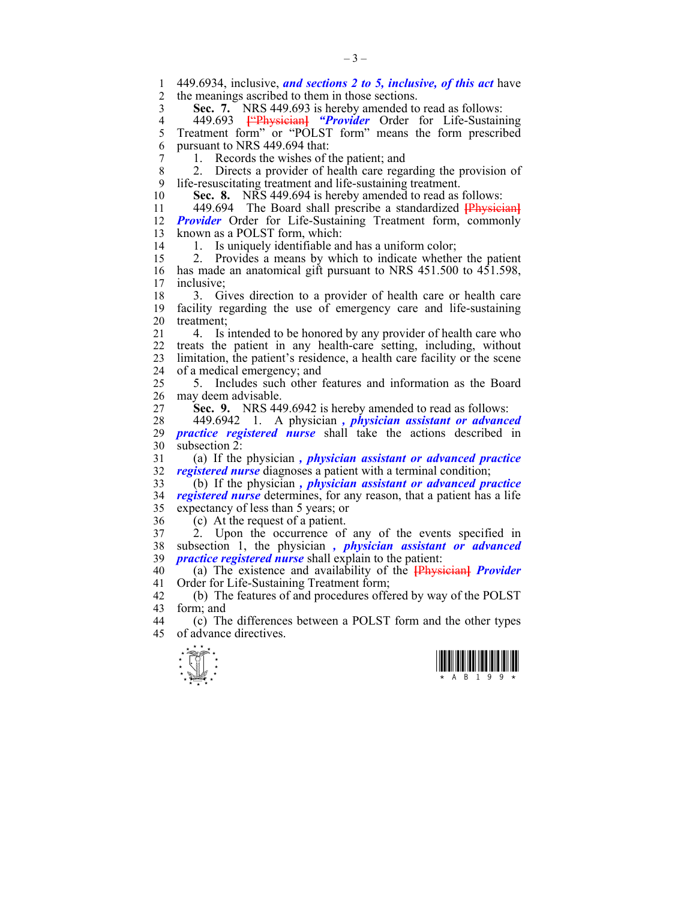449.6934, inclusive, ***and sections 2 to 5, inclusive, of this act*** have the meanings ascribed to them in those sections.

**Sec. 7.** NRS 449.693 is hereby amended to read as follows:

449.693 [“Physician] ***“Provider*** Order for Life-Sustaining Treatment form” or “POLST form” means the form prescribed pursuant to NRS 449.694 that:

1. Records the wishes of the patient; and
2. Directs a provider of health care regarding the provision of life-resuscitating treatment and life-sustaining treatment.

**Sec. 8.** NRS 449.694 is hereby amended to read as follows:

449.694 The Board shall prescribe a standardized [Physician] ***Provider*** Order for Life-Sustaining Treatment form, commonly known as a POLST form, which:

1. Is uniquely identifiable and has a uniform color;
2. Provides a means by which to indicate whether the patient has made an anatomical gift pursuant to NRS 451.500 to 451.598, inclusive;
3. Gives direction to a provider of health care or health care facility regarding the use of emergency care and life-sustaining treatment;
4. Is intended to be honored by any provider of health care who treats the patient in any health-care setting, including, without limitation, the patient’s residence, a health care facility or the scene of a medical emergency; and
5. Includes such other features and information as the Board may deem advisable.

**Sec. 9.** NRS 449.6942 is hereby amended to read as follows:

449.6942 1. A physician ***, physician assistant or advanced practice registered nurse*** shall take the actions described in subsection 2:

(a) If the physician ***, physician assistant or advanced practice registered nurse*** diagnoses a patient with a terminal condition;

(b) If the physician ***, physician assistant or advanced practice registered nurse*** determines, for any reason, that a patient has a life expectancy of less than 5 years; or

(c) At the request of a patient.

2. Upon the occurrence of any of the events specified in subsection 1, the physician ***, physician assistant or advanced practice registered nurse*** shall explain to the patient:

(a) The existence and availability of the [Physician] ***Provider*** Order for Life-Sustaining Treatment form;

(b) The features of and procedures offered by way of the POLST form; and

(c) The differences between a POLST form and the other types of advance directives.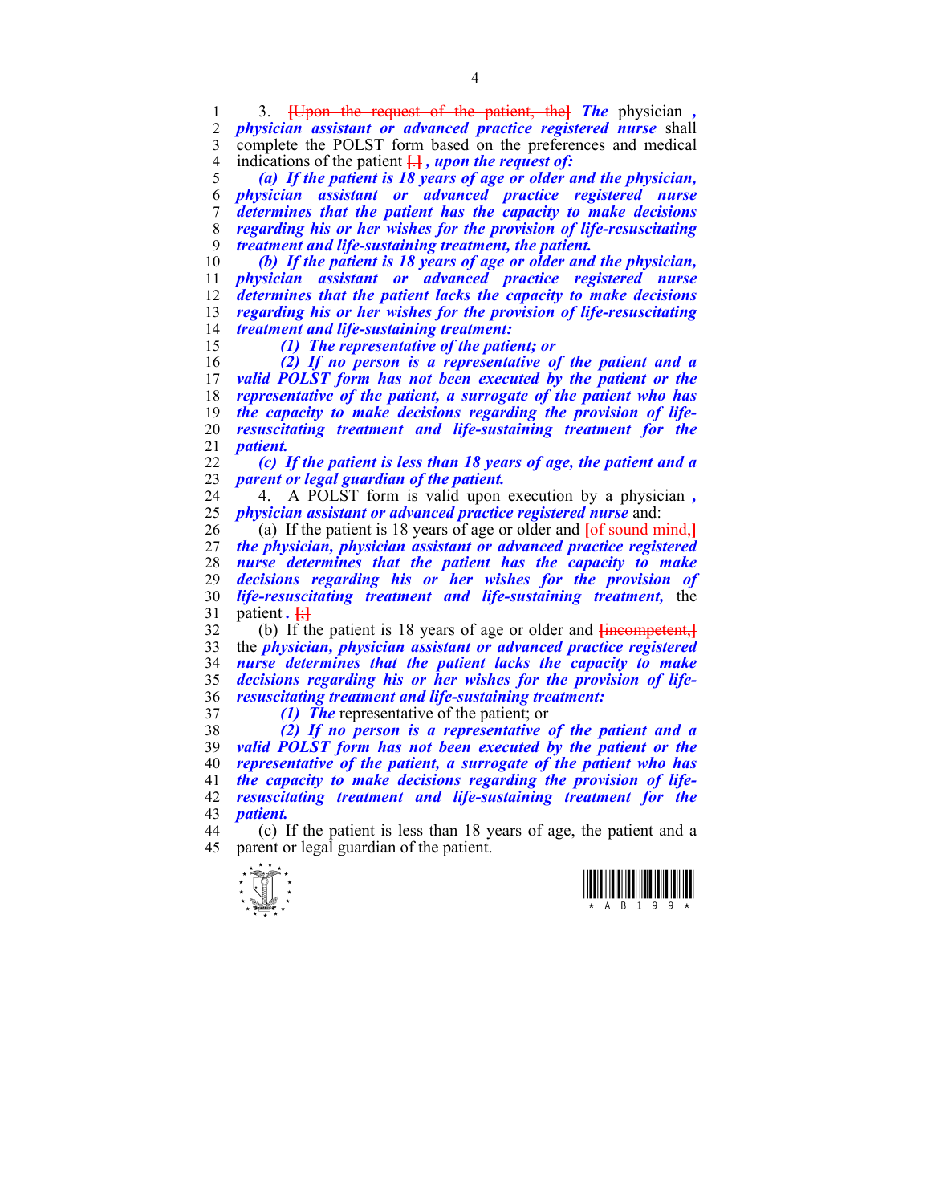3. [Upon the request of the patient, the] ***The*** physician ***, physician assistant or advanced practice registered nurse*** shall complete the POLST form based on the preferences and medical indications of the patient [.] ***, upon the request of:***

***(a) If the patient is 18 years of age or older and the physician, physician assistant or advanced practice registered nurse determines that the patient has the capacity to make decisions regarding his or her wishes for the provision of life-resuscitating treatment and life-sustaining treatment, the patient.***

***(b) If the patient is 18 years of age or older and the physician, physician assistant or advanced practice registered nurse determines that the patient lacks the capacity to make decisions regarding his or her wishes for the provision of life-resuscitating treatment and life-sustaining treatment:***

***(1) The representative of the patient; or***

***(2) If no person is a representative of the patient and a valid POLST form has not been executed by the patient or the representative of the patient, a surrogate of the patient who has the capacity to make decisions regarding the provision of life-resuscitating treatment and life-sustaining treatment for the patient.***

***(c) If the patient is less than 18 years of age, the patient and a parent or legal guardian of the patient.***

4. A POLST form is valid upon execution by a physician ***, physician assistant or advanced practice registered nurse*** and:

(a) If the patient is 18 years of age or older and [of sound mind,] ***the physician, physician assistant or advanced practice registered nurse determines that the patient has the capacity to make decisions regarding his or her wishes for the provision of life-resuscitating treatment and life-sustaining treatment,*** the patient ***.*** [;]

(b) If the patient is 18 years of age or older and [incompetent,] the ***physician, physician assistant or advanced practice registered nurse determines that the patient lacks the capacity to make decisions regarding his or her wishes for the provision of life-resuscitating treatment and life-sustaining treatment:***

***(1) The*** representative of the patient; or

***(2) If no person is a representative of the patient and a valid POLST form has not been executed by the patient or the representative of the patient, a surrogate of the patient who has the capacity to make decisions regarding the provision of life-resuscitating treatment and life-sustaining treatment for the patient.***

(c) If the patient is less than 18 years of age, the patient and a parent or legal guardian of the patient.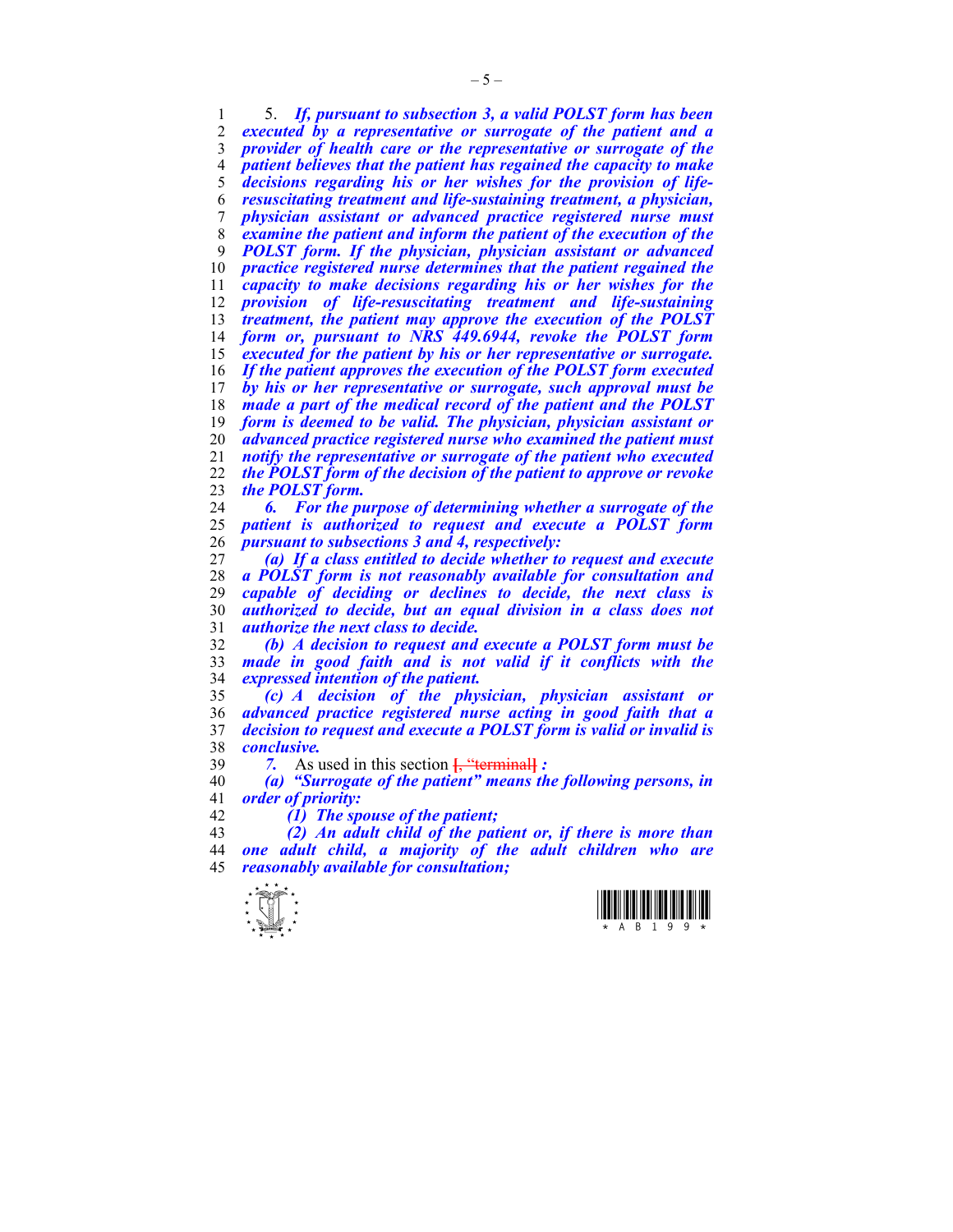5. ***If, pursuant to subsection 3, a valid POLST form has been executed by a representative or surrogate of the patient and a provider of health care or the representative or surrogate of the patient believes that the patient has regained the capacity to make decisions regarding his or her wishes for the provision of life-resuscitating treatment and life-sustaining treatment, a physician, physician assistant or advanced practice registered nurse must examine the patient and inform the patient of the execution of the POLST form. If the physician, physician assistant or advanced practice registered nurse determines that the patient regained the capacity to make decisions regarding his or her wishes for the provision of life-resuscitating treatment and life-sustaining treatment, the patient may approve the execution of the POLST form or, pursuant to NRS 449.6944, revoke the POLST form executed for the patient by his or her representative or surrogate. If the patient approves the execution of the POLST form executed by his or her representative or surrogate, such approval must be made a part of the medical record of the patient and the POLST form is deemed to be valid. The physician, physician assistant or advanced practice registered nurse who examined the patient must notify the representative or surrogate of the patient who executed the POLST form of the decision of the patient to approve or revoke the POLST form.***

***6. For the purpose of determining whether a surrogate of the patient is authorized to request and execute a POLST form pursuant to subsections 3 and 4, respectively:***

***(a) If a class entitled to decide whether to request and execute a POLST form is not reasonably available for consultation and capable of deciding or declines to decide, the next class is authorized to decide, but an equal division in a class does not authorize the next class to decide.***

***(b) A decision to request and execute a POLST form must be made in good faith and is not valid if it conflicts with the expressed intention of the patient.***

***(c) A decision of the physician, physician assistant or advanced practice registered nurse acting in good faith that a decision to request and execute a POLST form is valid or invalid is conclusive.***

***7.*** As used in this section ~~[, "terminal]~~ ***:***

***(a) "Surrogate of the patient" means the following persons, in order of priority:***

***(1) The spouse of the patient;***

***(2) An adult child of the patient or, if there is more than one adult child, a majority of the adult children who are reasonably available for consultation;***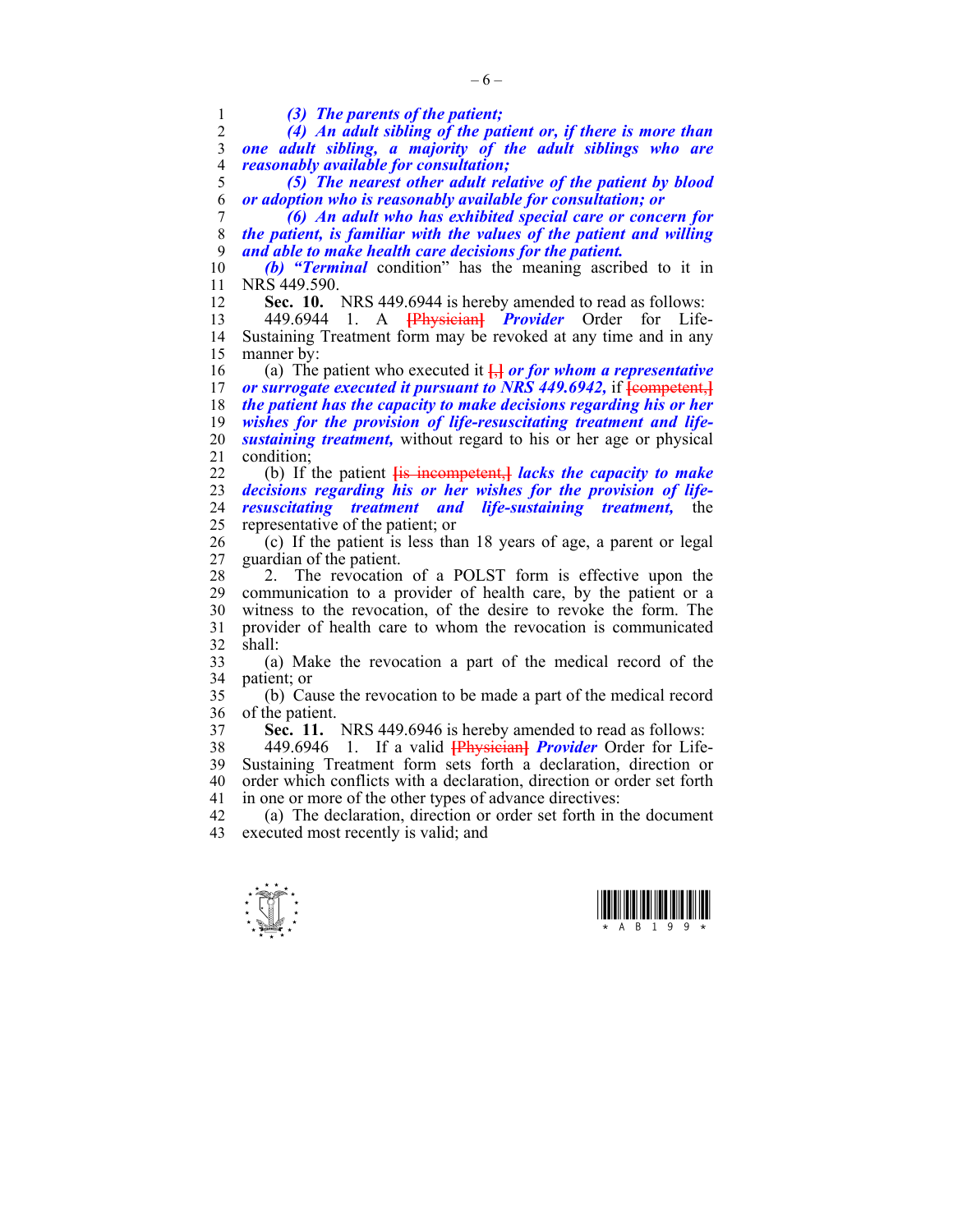***(3) The parents of the patient;***

***(4) An adult sibling of the patient or, if there is more than one adult sibling, a majority of the adult siblings who are reasonably available for consultation;***

***(5) The nearest other adult relative of the patient by blood or adoption who is reasonably available for consultation; or***

***(6) An adult who has exhibited special care or concern for the patient, is familiar with the values of the patient and willing and able to make health care decisions for the patient.***

***(b)*** ***"Terminal*** condition" has the meaning ascribed to it in NRS 449.590.

**Sec. 10.** NRS 449.6944 is hereby amended to read as follows:

449.6944 1. A [Physician] ***Provider*** Order for Life-Sustaining Treatment form may be revoked at any time and in any manner by:

(a) The patient who executed it [,] ***or for whom a representative or surrogate executed it pursuant to NRS 449.6942,*** if [competent,] ***the patient has the capacity to make decisions regarding his or her wishes for the provision of life-resuscitating treatment and life-sustaining treatment,*** without regard to his or her age or physical condition;

(b) If the patient [is incompetent,] ***lacks the capacity to make decisions regarding his or her wishes for the provision of life-resuscitating treatment and life-sustaining treatment,*** the representative of the patient; or

(c) If the patient is less than 18 years of age, a parent or legal guardian of the patient.

2. The revocation of a POLST form is effective upon the communication to a provider of health care, by the patient or a witness to the revocation, of the desire to revoke the form. The provider of health care to whom the revocation is communicated shall:

(a) Make the revocation a part of the medical record of the patient; or

(b) Cause the revocation to be made a part of the medical record of the patient.

**Sec. 11.** NRS 449.6946 is hereby amended to read as follows:

449.6946 1. If a valid [Physician] ***Provider*** Order for Life-Sustaining Treatment form sets forth a declaration, direction or order which conflicts with a declaration, direction or order set forth in one or more of the other types of advance directives:

(a) The declaration, direction or order set forth in the document executed most recently is valid; and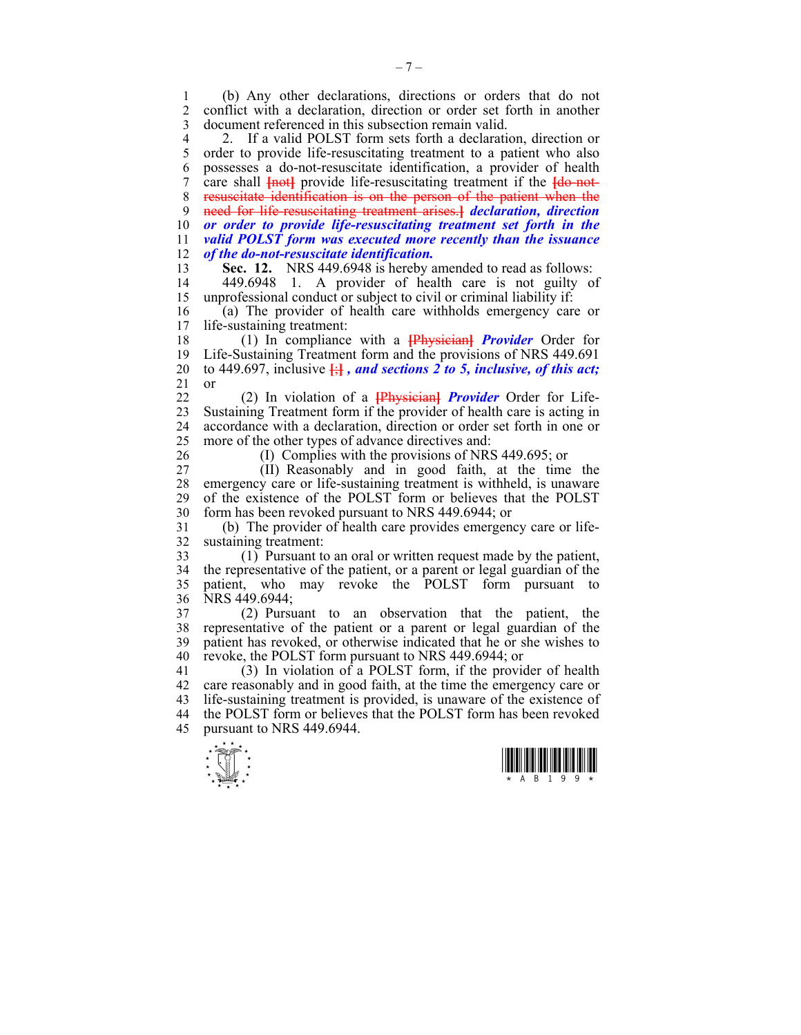(b) Any other declarations, directions or orders that do not conflict with a declaration, direction or order set forth in another document referenced in this subsection remain valid.

2. If a valid POLST form sets forth a declaration, direction or order to provide life-resuscitating treatment to a patient who also possesses a do-not-resuscitate identification, a provider of health care shall ~~[not]~~ provide life-resuscitating treatment if the ~~[do-not-resuscitate identification is on the person of the patient when the need for life-resuscitating treatment arises.]~~ ***declaration, direction or order to provide life-resuscitating treatment set forth in the valid POLST form was executed more recently than the issuance of the do-not-resuscitate identification.***

**Sec. 12.** NRS 449.6948 is hereby amended to read as follows:

449.6948 1. A provider of health care is not guilty of unprofessional conduct or subject to civil or criminal liability if:

(a) The provider of health care withholds emergency care or life-sustaining treatment:

(1) In compliance with a ~~[Physician]~~ ***Provider*** Order for Life-Sustaining Treatment form and the provisions of NRS 449.691 to 449.697, inclusive ~~[;]~~ ***, and sections 2 to 5, inclusive, of this act;*** or

(2) In violation of a ~~[Physician]~~ ***Provider*** Order for Life-Sustaining Treatment form if the provider of health care is acting in accordance with a declaration, direction or order set forth in one or more of the other types of advance directives and:

(I) Complies with the provisions of NRS 449.695; or

(II) Reasonably and in good faith, at the time the emergency care or life-sustaining treatment is withheld, is unaware of the existence of the POLST form or believes that the POLST form has been revoked pursuant to NRS 449.6944; or

(b) The provider of health care provides emergency care or life-sustaining treatment:

(1) Pursuant to an oral or written request made by the patient, the representative of the patient, or a parent or legal guardian of the patient, who may revoke the POLST form pursuant to NRS 449.6944;

(2) Pursuant to an observation that the patient, the representative of the patient or a parent or legal guardian of the patient has revoked, or otherwise indicated that he or she wishes to revoke, the POLST form pursuant to NRS 449.6944; or

(3) In violation of a POLST form, if the provider of health care reasonably and in good faith, at the time the emergency care or life-sustaining treatment is provided, is unaware of the existence of the POLST form or believes that the POLST form has been revoked pursuant to NRS 449.6944.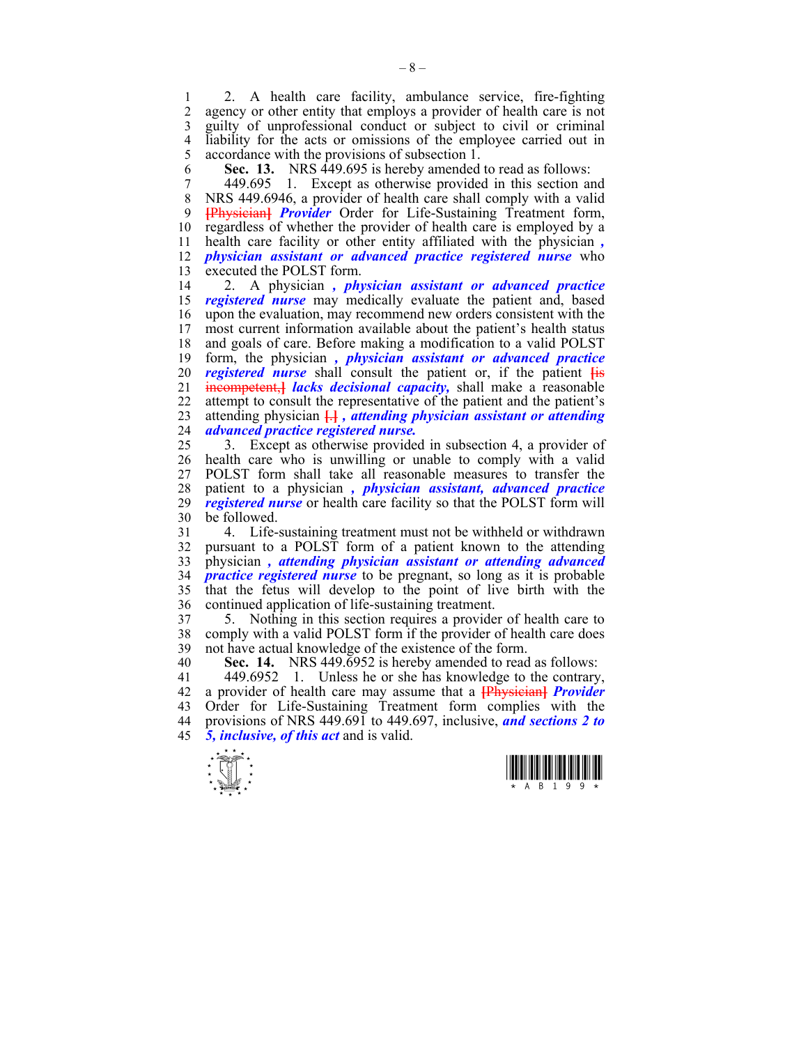2. A health care facility, ambulance service, fire-fighting agency or other entity that employs a provider of health care is not guilty of unprofessional conduct or subject to civil or criminal liability for the acts or omissions of the employee carried out in accordance with the provisions of subsection 1.

**Sec. 13.** NRS 449.695 is hereby amended to read as follows:

449.695 1. Except as otherwise provided in this section and NRS 449.6946, a provider of health care shall comply with a valid [Physician] ***Provider*** Order for Life-Sustaining Treatment form, regardless of whether the provider of health care is employed by a health care facility or other entity affiliated with the physician ***, physician assistant or advanced practice registered nurse*** who executed the POLST form.

2. A physician ***, physician assistant or advanced practice registered nurse*** may medically evaluate the patient and, based upon the evaluation, may recommend new orders consistent with the most current information available about the patient's health status and goals of care. Before making a modification to a valid POLST form, the physician ***, physician assistant or advanced practice registered nurse*** shall consult the patient or, if the patient [is incompetent,] ***lacks decisional capacity,*** shall make a reasonable attempt to consult the representative of the patient and the patient's attending physician [.] ***, attending physician assistant or attending advanced practice registered nurse.***

3. Except as otherwise provided in subsection 4, a provider of health care who is unwilling or unable to comply with a valid POLST form shall take all reasonable measures to transfer the patient to a physician ***, physician assistant, advanced practice registered nurse*** or health care facility so that the POLST form will be followed.

4. Life-sustaining treatment must not be withheld or withdrawn pursuant to a POLST form of a patient known to the attending physician ***, attending physician assistant or attending advanced practice registered nurse*** to be pregnant, so long as it is probable that the fetus will develop to the point of live birth with the continued application of life-sustaining treatment.

5. Nothing in this section requires a provider of health care to comply with a valid POLST form if the provider of health care does not have actual knowledge of the existence of the form.

**Sec. 14.** NRS 449.6952 is hereby amended to read as follows:

449.6952 1. Unless he or she has knowledge to the contrary, a provider of health care may assume that a [Physician] ***Provider*** Order for Life-Sustaining Treatment form complies with the provisions of NRS 449.691 to 449.697, inclusive, ***and sections 2 to 5, inclusive, of this act*** and is valid.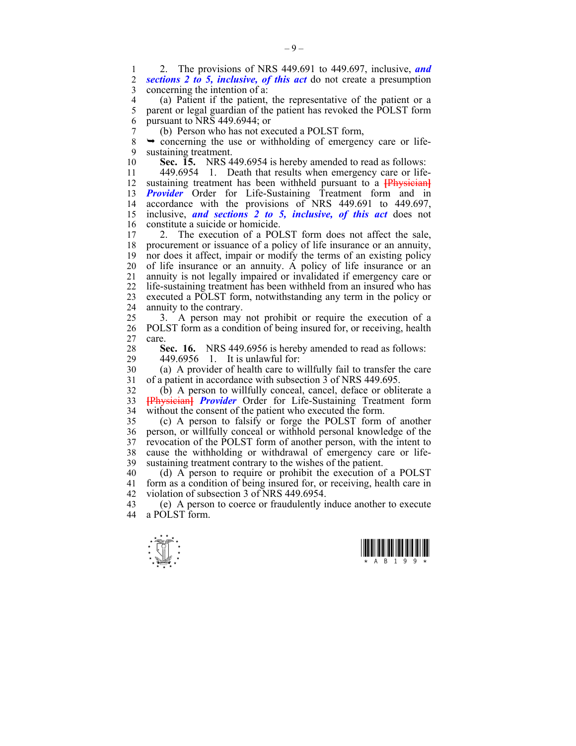2. The provisions of NRS 449.691 to 449.697, inclusive, ***and sections 2 to 5, inclusive, of this act*** do not create a presumption concerning the intention of a:

(a) Patient if the patient, the representative of the patient or a parent or legal guardian of the patient has revoked the POLST form pursuant to NRS 449.6944; or

(b) Person who has not executed a POLST form,

➥ concerning the use or withholding of emergency care or life-sustaining treatment.

**Sec. 15.** NRS 449.6954 is hereby amended to read as follows:

449.6954 1. Death that results when emergency care or life-sustaining treatment has been withheld pursuant to a ~~[Physician]~~ ***Provider*** Order for Life-Sustaining Treatment form and in accordance with the provisions of NRS 449.691 to 449.697, inclusive, ***and sections 2 to 5, inclusive, of this act*** does not constitute a suicide or homicide.

2. The execution of a POLST form does not affect the sale, procurement or issuance of a policy of life insurance or an annuity, nor does it affect, impair or modify the terms of an existing policy of life insurance or an annuity. A policy of life insurance or an annuity is not legally impaired or invalidated if emergency care or life-sustaining treatment has been withheld from an insured who has executed a POLST form, notwithstanding any term in the policy or annuity to the contrary.

3. A person may not prohibit or require the execution of a POLST form as a condition of being insured for, or receiving, health care.

**Sec. 16.** NRS 449.6956 is hereby amended to read as follows:

449.6956 1. It is unlawful for:

(a) A provider of health care to willfully fail to transfer the care of a patient in accordance with subsection 3 of NRS 449.695.

(b) A person to willfully conceal, cancel, deface or obliterate a ~~[Physician]~~ ***Provider*** Order for Life-Sustaining Treatment form without the consent of the patient who executed the form.

(c) A person to falsify or forge the POLST form of another person, or willfully conceal or withhold personal knowledge of the revocation of the POLST form of another person, with the intent to cause the withholding or withdrawal of emergency care or life-sustaining treatment contrary to the wishes of the patient.

(d) A person to require or prohibit the execution of a POLST form as a condition of being insured for, or receiving, health care in violation of subsection 3 of NRS 449.6954.

(e) A person to coerce or fraudulently induce another to execute a POLST form.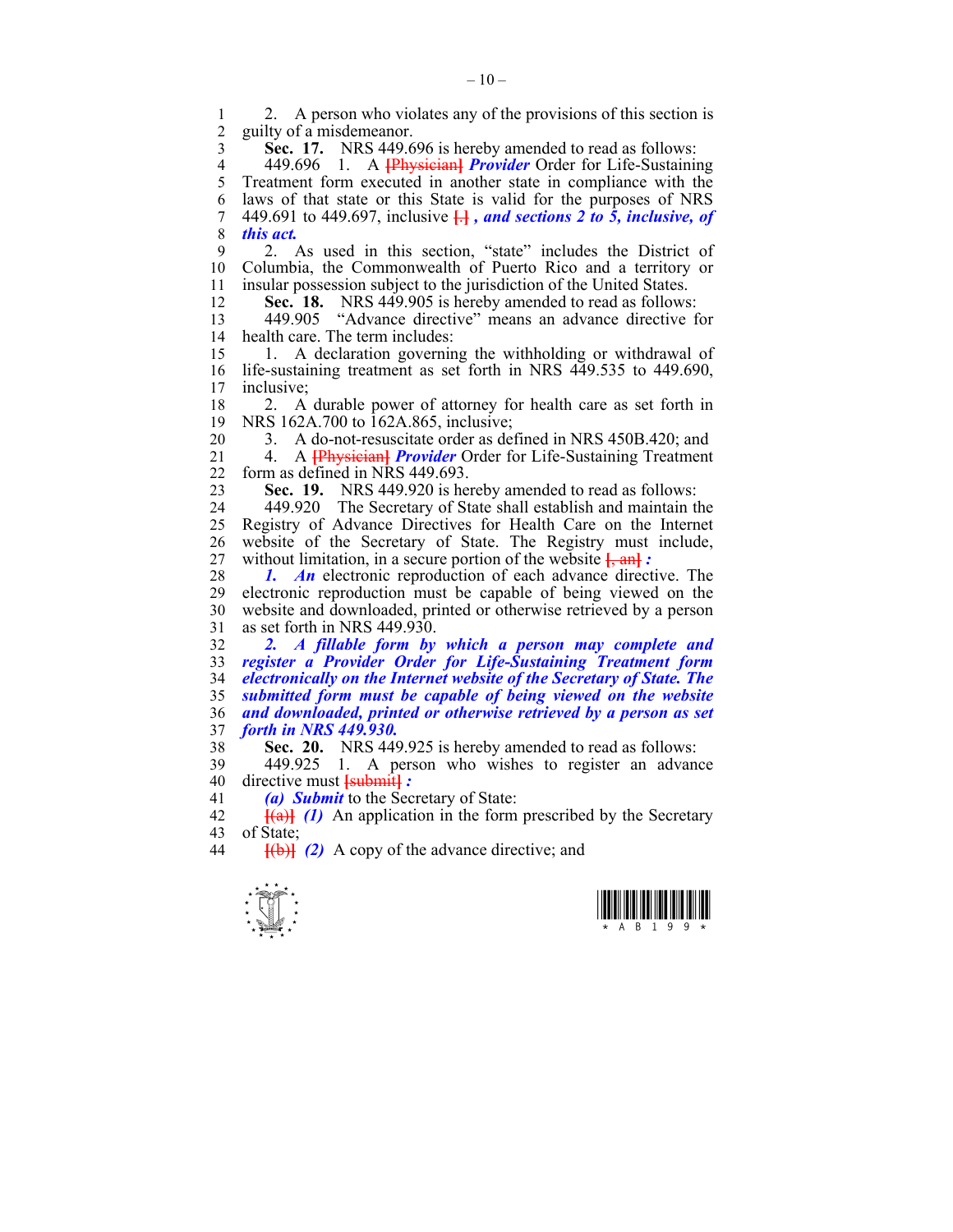2. A person who violates any of the provisions of this section is guilty of a misdemeanor.

**Sec. 17.** NRS 449.696 is hereby amended to read as follows:

449.696 1. A [Physician] ***Provider*** Order for Life-Sustaining Treatment form executed in another state in compliance with the laws of that state or this State is valid for the purposes of NRS 449.691 to 449.697, inclusive [.] ***, and sections 2 to 5, inclusive, of this act.***

2. As used in this section, "state" includes the District of Columbia, the Commonwealth of Puerto Rico and a territory or insular possession subject to the jurisdiction of the United States.

**Sec. 18.** NRS 449.905 is hereby amended to read as follows:

449.905 "Advance directive" means an advance directive for health care. The term includes:

1. A declaration governing the withholding or withdrawal of life-sustaining treatment as set forth in NRS 449.535 to 449.690, inclusive;

2. A durable power of attorney for health care as set forth in NRS 162A.700 to 162A.865, inclusive;

3. A do-not-resuscitate order as defined in NRS 450B.420; and

4. A [Physician] ***Provider*** Order for Life-Sustaining Treatment form as defined in NRS 449.693.

**Sec. 19.** NRS 449.920 is hereby amended to read as follows:

449.920 The Secretary of State shall establish and maintain the Registry of Advance Directives for Health Care on the Internet website of the Secretary of State. The Registry must include, without limitation, in a secure portion of the website [, an] ***:***

***1. An*** electronic reproduction of each advance directive. The electronic reproduction must be capable of being viewed on the website and downloaded, printed or otherwise retrieved by a person as set forth in NRS 449.930.

***2. A fillable form by which a person may complete and register a Provider Order for Life-Sustaining Treatment form electronically on the Internet website of the Secretary of State. The submitted form must be capable of being viewed on the website and downloaded, printed or otherwise retrieved by a person as set forth in NRS 449.930.***

**Sec. 20.** NRS 449.925 is hereby amended to read as follows:

449.925 1. A person who wishes to register an advance directive must [submit] ***:***

***(a) Submit*** to the Secretary of State:

[(a)] ***(1)*** An application in the form prescribed by the Secretary of State;

[(b)] ***(2)*** A copy of the advance directive; and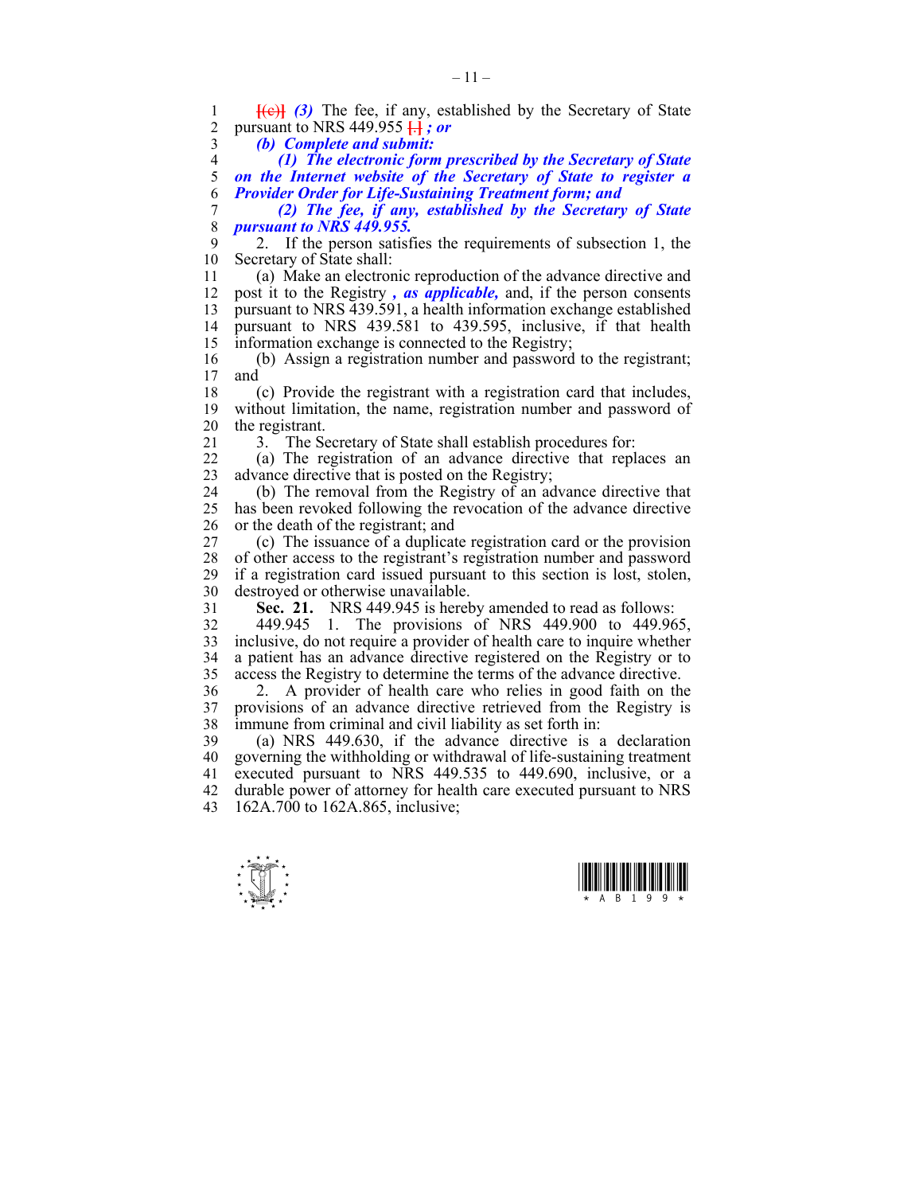[(c)] *(3)* The fee, if any, established by the Secretary of State pursuant to NRS 449.955 [.] ***; or***

***(b) Complete and submit:***

***(1) The electronic form prescribed by the Secretary of State on the Internet website of the Secretary of State to register a Provider Order for Life-Sustaining Treatment form; and***

***(2) The fee, if any, established by the Secretary of State pursuant to NRS 449.955.***

2. If the person satisfies the requirements of subsection 1, the Secretary of State shall:

(a) Make an electronic reproduction of the advance directive and post it to the Registry ***, as applicable,*** and, if the person consents pursuant to NRS 439.591, a health information exchange established pursuant to NRS 439.581 to 439.595, inclusive, if that health information exchange is connected to the Registry;

(b) Assign a registration number and password to the registrant; and

(c) Provide the registrant with a registration card that includes, without limitation, the name, registration number and password of the registrant.

3. The Secretary of State shall establish procedures for:

(a) The registration of an advance directive that replaces an advance directive that is posted on the Registry;

(b) The removal from the Registry of an advance directive that has been revoked following the revocation of the advance directive or the death of the registrant; and

(c) The issuance of a duplicate registration card or the provision of other access to the registrant's registration number and password if a registration card issued pursuant to this section is lost, stolen, destroyed or otherwise unavailable.

**Sec. 21.** NRS 449.945 is hereby amended to read as follows:

449.945 1. The provisions of NRS 449.900 to 449.965, inclusive, do not require a provider of health care to inquire whether a patient has an advance directive registered on the Registry or to access the Registry to determine the terms of the advance directive.

2. A provider of health care who relies in good faith on the provisions of an advance directive retrieved from the Registry is immune from criminal and civil liability as set forth in:

(a) NRS 449.630, if the advance directive is a declaration governing the withholding or withdrawal of life-sustaining treatment executed pursuant to NRS 449.535 to 449.690, inclusive, or a durable power of attorney for health care executed pursuant to NRS 162A.700 to 162A.865, inclusive;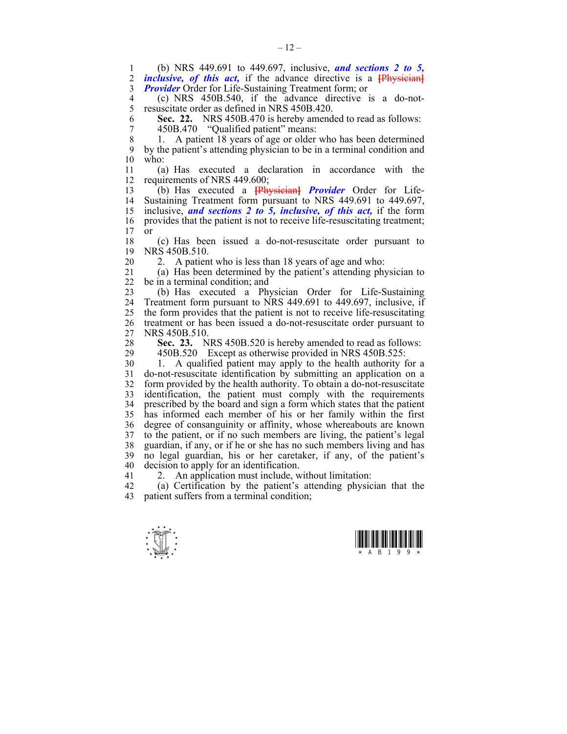(b) NRS 449.691 to 449.697, inclusive, ***and sections 2 to 5, inclusive, of this act,*** if the advance directive is a ~~[Physician]~~ ***Provider*** Order for Life-Sustaining Treatment form; or

(c) NRS 450B.540, if the advance directive is a do-not-resuscitate order as defined in NRS 450B.420.

**Sec. 22.** NRS 450B.470 is hereby amended to read as follows:

450B.470 "Qualified patient" means:

1. A patient 18 years of age or older who has been determined by the patient's attending physician to be in a terminal condition and who:

(a) Has executed a declaration in accordance with the requirements of NRS 449.600;

(b) Has executed a ~~[Physician]~~ ***Provider*** Order for Life-Sustaining Treatment form pursuant to NRS 449.691 to 449.697, inclusive, ***and sections 2 to 5, inclusive, of this act,*** if the form provides that the patient is not to receive life-resuscitating treatment; or

(c) Has been issued a do-not-resuscitate order pursuant to NRS 450B.510.

2. A patient who is less than 18 years of age and who:

(a) Has been determined by the patient's attending physician to be in a terminal condition; and

(b) Has executed a Physician Order for Life-Sustaining Treatment form pursuant to NRS 449.691 to 449.697, inclusive, if the form provides that the patient is not to receive life-resuscitating treatment or has been issued a do-not-resuscitate order pursuant to NRS 450B.510.

**Sec. 23.** NRS 450B.520 is hereby amended to read as follows:

450B.520 Except as otherwise provided in NRS 450B.525:

1. A qualified patient may apply to the health authority for a do-not-resuscitate identification by submitting an application on a form provided by the health authority. To obtain a do-not-resuscitate identification, the patient must comply with the requirements prescribed by the board and sign a form which states that the patient has informed each member of his or her family within the first degree of consanguinity or affinity, whose whereabouts are known to the patient, or if no such members are living, the patient's legal guardian, if any, or if he or she has no such members living and has no legal guardian, his or her caretaker, if any, of the patient's decision to apply for an identification.

2. An application must include, without limitation:

(a) Certification by the patient's attending physician that the patient suffers from a terminal condition;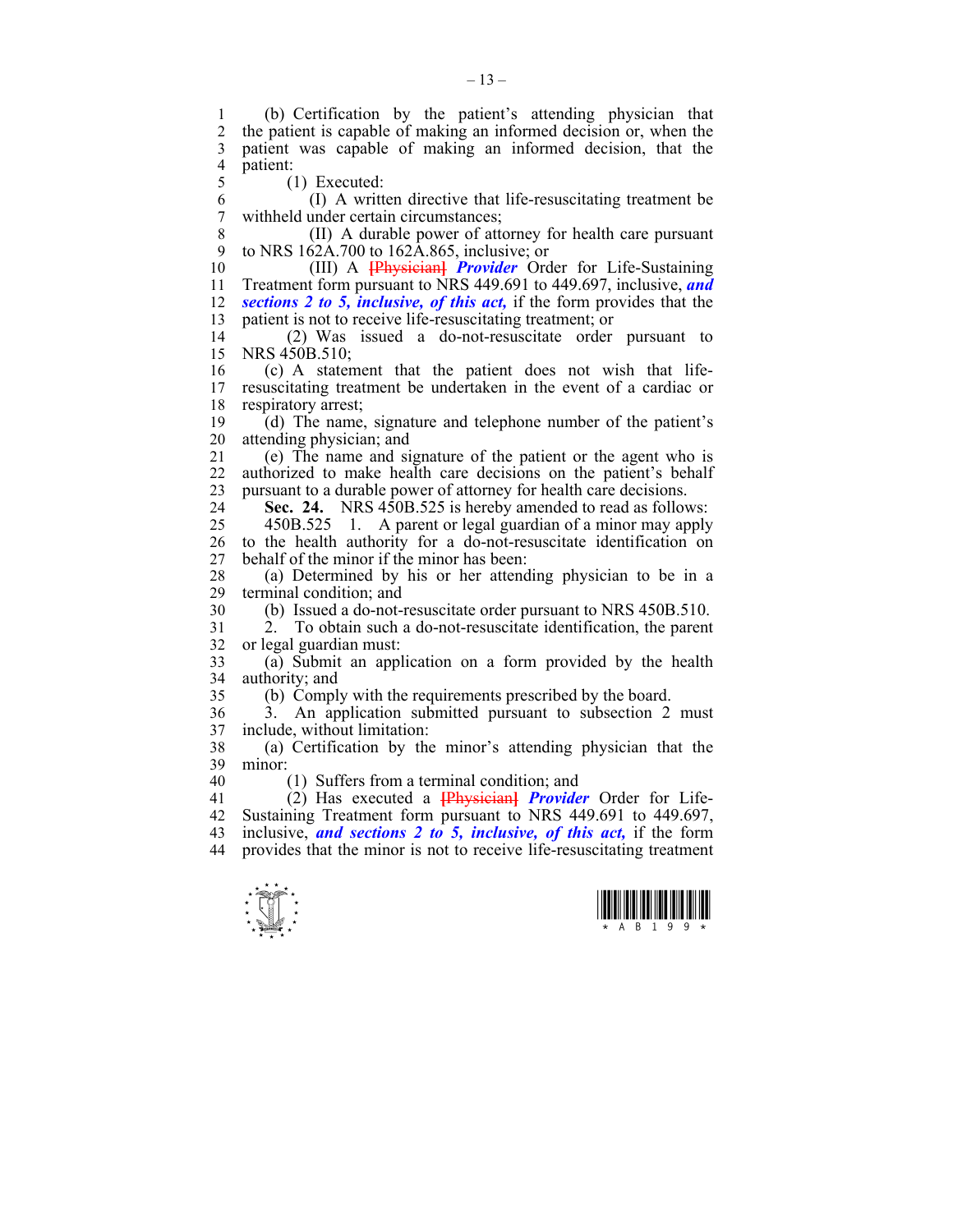(b) Certification by the patient's attending physician that the patient is capable of making an informed decision or, when the patient was capable of making an informed decision, that the patient:

(1) Executed:

(I) A written directive that life-resuscitating treatment be withheld under certain circumstances;

(II) A durable power of attorney for health care pursuant to NRS 162A.700 to 162A.865, inclusive; or

(III) A ~~[Physician]~~ ***Provider*** Order for Life-Sustaining Treatment form pursuant to NRS 449.691 to 449.697, inclusive, ***and sections 2 to 5, inclusive, of this act,*** if the form provides that the patient is not to receive life-resuscitating treatment; or

(2) Was issued a do-not-resuscitate order pursuant to NRS 450B.510;

(c) A statement that the patient does not wish that life-resuscitating treatment be undertaken in the event of a cardiac or respiratory arrest;

(d) The name, signature and telephone number of the patient's attending physician; and

(e) The name and signature of the patient or the agent who is authorized to make health care decisions on the patient's behalf pursuant to a durable power of attorney for health care decisions.

**Sec. 24.** NRS 450B.525 is hereby amended to read as follows:

450B.525 1. A parent or legal guardian of a minor may apply to the health authority for a do-not-resuscitate identification on behalf of the minor if the minor has been:

(a) Determined by his or her attending physician to be in a terminal condition; and

(b) Issued a do-not-resuscitate order pursuant to NRS 450B.510.

2. To obtain such a do-not-resuscitate identification, the parent or legal guardian must:

(a) Submit an application on a form provided by the health authority; and

(b) Comply with the requirements prescribed by the board.

3. An application submitted pursuant to subsection 2 must include, without limitation:

(a) Certification by the minor's attending physician that the minor:

(1) Suffers from a terminal condition; and

(2) Has executed a ~~[Physician]~~ ***Provider*** Order for Life-Sustaining Treatment form pursuant to NRS 449.691 to 449.697, inclusive, ***and sections 2 to 5, inclusive, of this act,*** if the form provides that the minor is not to receive life-resuscitating treatment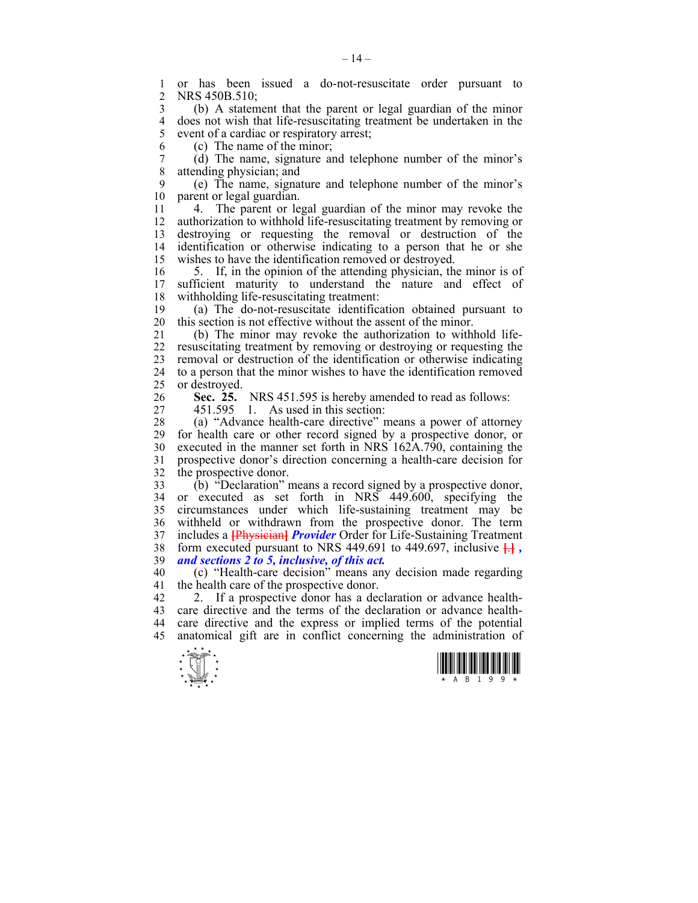or has been issued a do-not-resuscitate order pursuant to NRS 450B.510;

(b) A statement that the parent or legal guardian of the minor does not wish that life-resuscitating treatment be undertaken in the event of a cardiac or respiratory arrest;

(c) The name of the minor;

(d) The name, signature and telephone number of the minor's attending physician; and

(e) The name, signature and telephone number of the minor's parent or legal guardian.

4. The parent or legal guardian of the minor may revoke the authorization to withhold life-resuscitating treatment by removing or destroying or requesting the removal or destruction of the identification or otherwise indicating to a person that he or she wishes to have the identification removed or destroyed.

5. If, in the opinion of the attending physician, the minor is of sufficient maturity to understand the nature and effect of withholding life-resuscitating treatment:

(a) The do-not-resuscitate identification obtained pursuant to this section is not effective without the assent of the minor.

(b) The minor may revoke the authorization to withhold life-resuscitating treatment by removing or destroying or requesting the removal or destruction of the identification or otherwise indicating to a person that the minor wishes to have the identification removed or destroyed.

**Sec. 25.** NRS 451.595 is hereby amended to read as follows:

451.595 1. As used in this section:

(a) "Advance health-care directive" means a power of attorney for health care or other record signed by a prospective donor, or executed in the manner set forth in NRS 162A.790, containing the prospective donor's direction concerning a health-care decision for the prospective donor.

(b) "Declaration" means a record signed by a prospective donor, or executed as set forth in NRS 449.600, specifying the circumstances under which life-sustaining treatment may be withheld or withdrawn from the prospective donor. The term includes a ~~[Physician]~~ ***Provider*** Order for Life-Sustaining Treatment form executed pursuant to NRS 449.691 to 449.697, inclusive ~~[.]~~ ***, and sections 2 to 5, inclusive, of this act.***

(c) "Health-care decision" means any decision made regarding the health care of the prospective donor.

2. If a prospective donor has a declaration or advance health-care directive and the terms of the declaration or advance health-care directive and the express or implied terms of the potential anatomical gift are in conflict concerning the administration of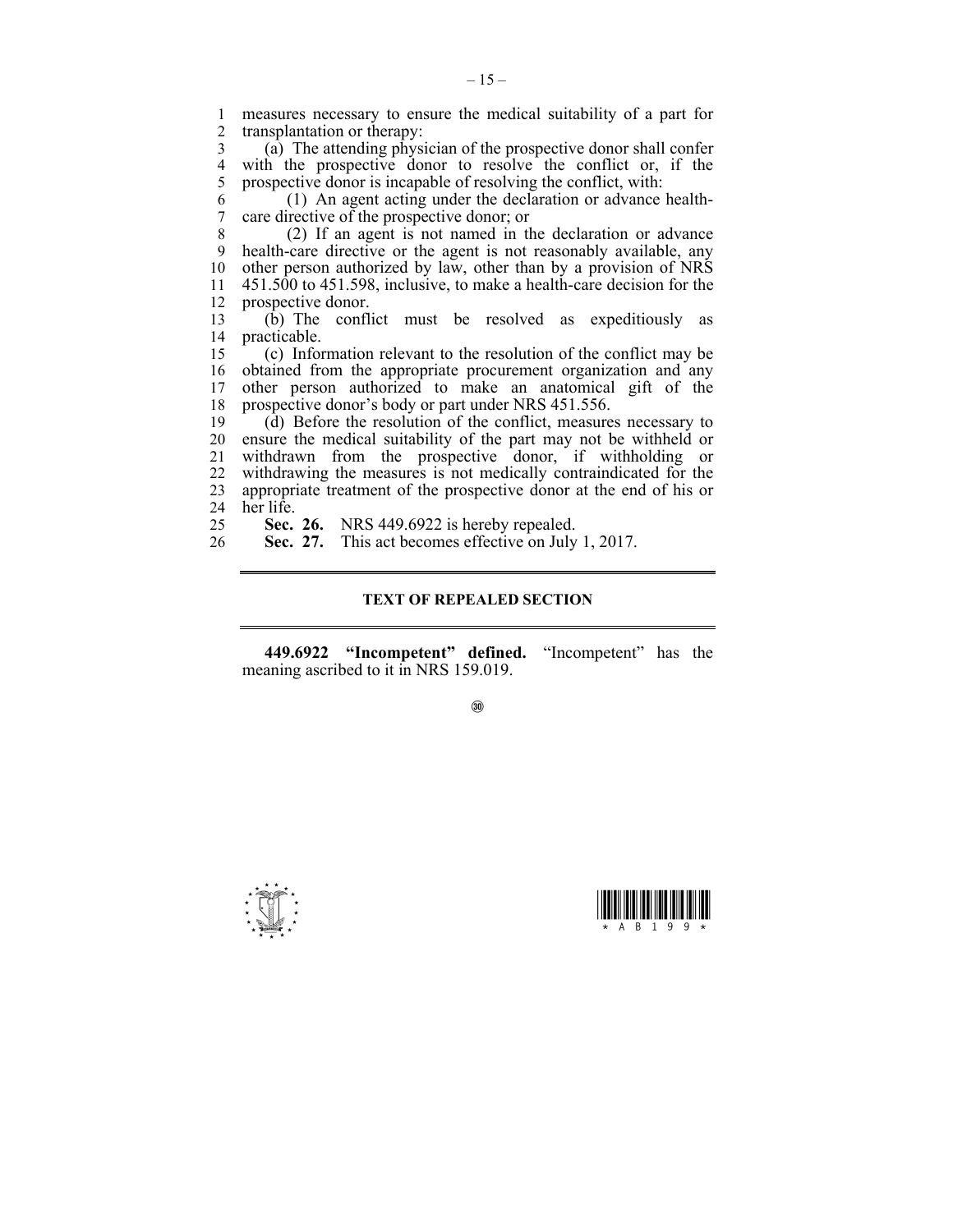measures necessary to ensure the medical suitability of a part for transplantation or therapy:

(a) The attending physician of the prospective donor shall confer with the prospective donor to resolve the conflict or, if the prospective donor is incapable of resolving the conflict, with:

(1) An agent acting under the declaration or advance health-care directive of the prospective donor; or

(2) If an agent is not named in the declaration or advance health-care directive or the agent is not reasonably available, any other person authorized by law, other than by a provision of NRS 451.500 to 451.598, inclusive, to make a health-care decision for the prospective donor.

(b) The conflict must be resolved as expeditiously as practicable.

(c) Information relevant to the resolution of the conflict may be obtained from the appropriate procurement organization and any other person authorized to make an anatomical gift of the prospective donor's body or part under NRS 451.556.

(d) Before the resolution of the conflict, measures necessary to ensure the medical suitability of the part may not be withheld or withdrawn from the prospective donor, if withholding or withdrawing the measures is not medically contraindicated for the appropriate treatment of the prospective donor at the end of his or her life.

**Sec. 26.** NRS 449.6922 is hereby repealed.

**Sec. 27.** This act becomes effective on July 1, 2017.

---

## TEXT OF REPEALED SECTION

---

**449.6922 "Incompetent" defined.** "Incompetent" has the meaning ascribed to it in NRS 159.019.